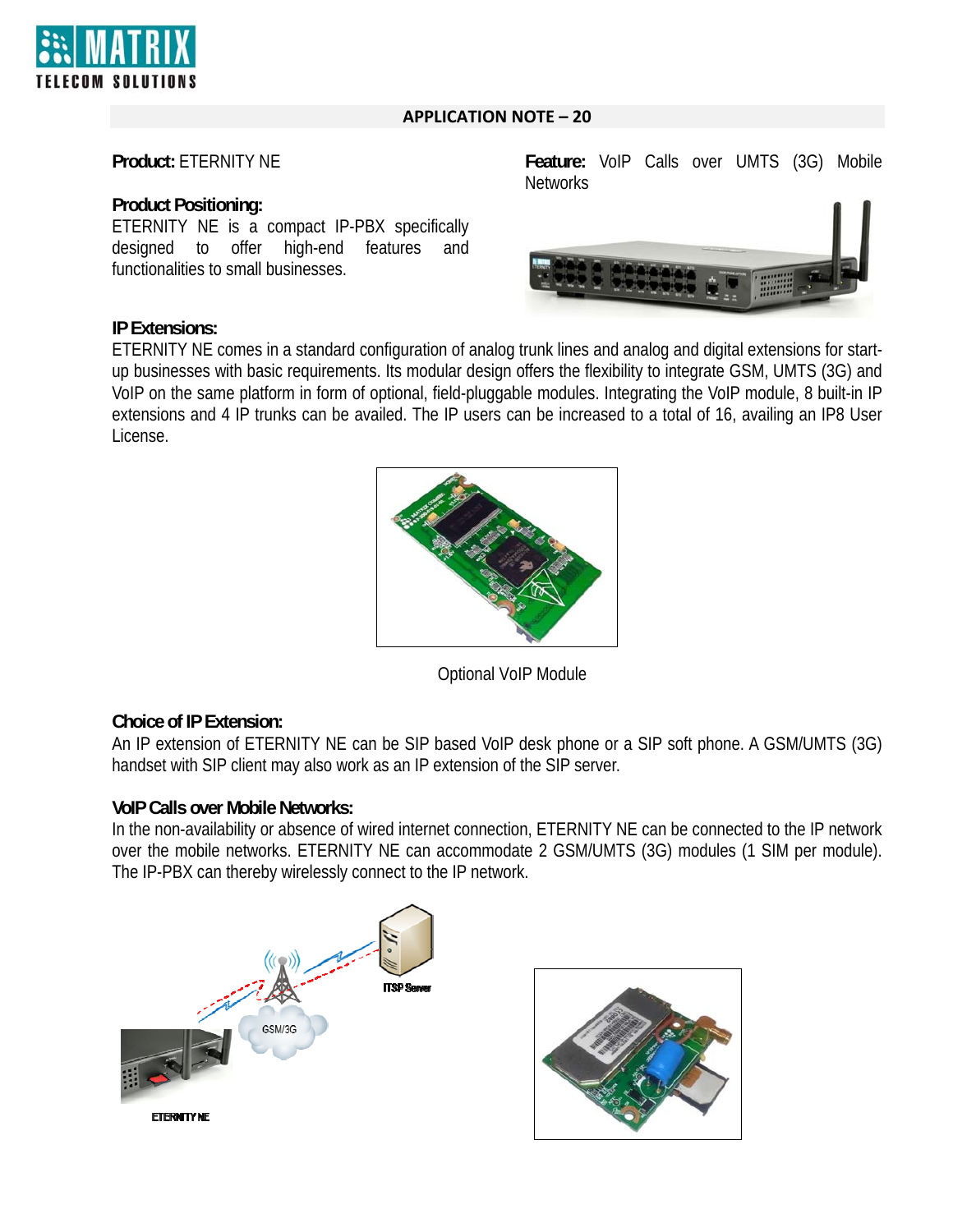# APPLICATION NOTE – 20

**Product:** ETERNITY NE

**Feature:** VoIP Calls over UMTS (3G) Mobile Networks

**Product Positioning:**
ETERNITY NE is a compact IP-PBX specifically designed to offer high-end features and functionalities to small businesses.

**IP Extensions:**
ETERNITY NE comes in a standard configuration of analog trunk lines and analog and digital extensions for start-up businesses with basic requirements. Its modular design offers the flexibility to integrate GSM, UMTS (3G) and VoIP on the same platform in form of optional, field-pluggable modules. Integrating the VoIP module, 8 built-in IP extensions and 4 IP trunks can be availed. The IP users can be increased to a total of 16, availing an IP8 User License.

Optional VoIP Module

**Choice of IP Extension:**
An IP extension of ETERNITY NE can be SIP based VoIP desk phone or a SIP soft phone. A GSM/UMTS (3G) handset with SIP client may also work as an IP extension of the SIP server.

**VoIP Calls over Mobile Networks:**
In the non-availability or absence of wired internet connection, ETERNITY NE can be connected to the IP network over the mobile networks. ETERNITY NE can accommodate 2 GSM/UMTS (3G) modules (1 SIM per module). The IP-PBX can thereby wirelessly connect to the IP network.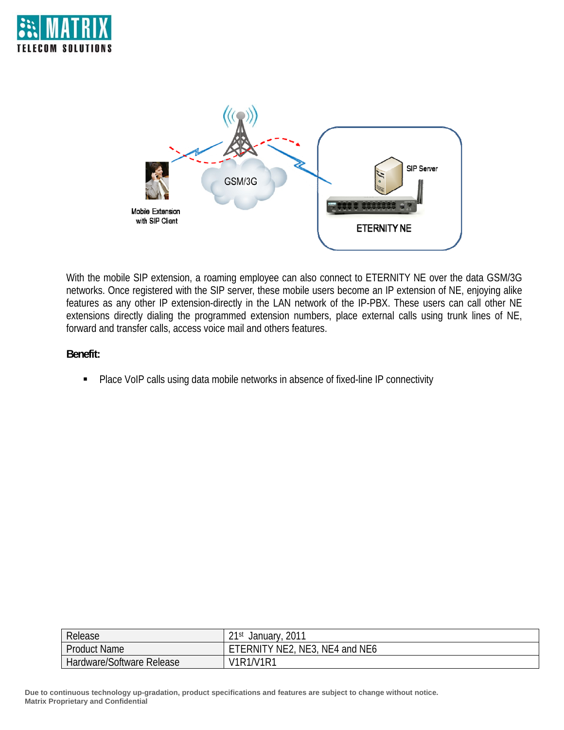Mobile Extension with SIP Client

GSM/3G

SIP Server

ETERNITY NE

With the mobile SIP extension, a roaming employee can also connect to ETERNITY NE over the data GSM/3G networks. Once registered with the SIP server, these mobile users become an IP extension of NE, enjoying alike features as any other IP extension-directly in the LAN network of the IP-PBX. These users can call other NE extensions directly dialing the programmed extension numbers, place external calls using trunk lines of NE, forward and transfer calls, access voice mail and others features.

**Benefit:**

- Place VoIP calls using data mobile networks in absence of fixed-line IP connectivity

| | |
|---|---|
| Release | 21st January, 2011 |
| Product Name | ETERNITY NE2, NE3, NE4 and NE6 |
| Hardware/Software Release | V1R1/V1R1 |

**Due to continuous technology up-gradation, product specifications and features are subject to change without notice.**
**Matrix Proprietary and Confidential**